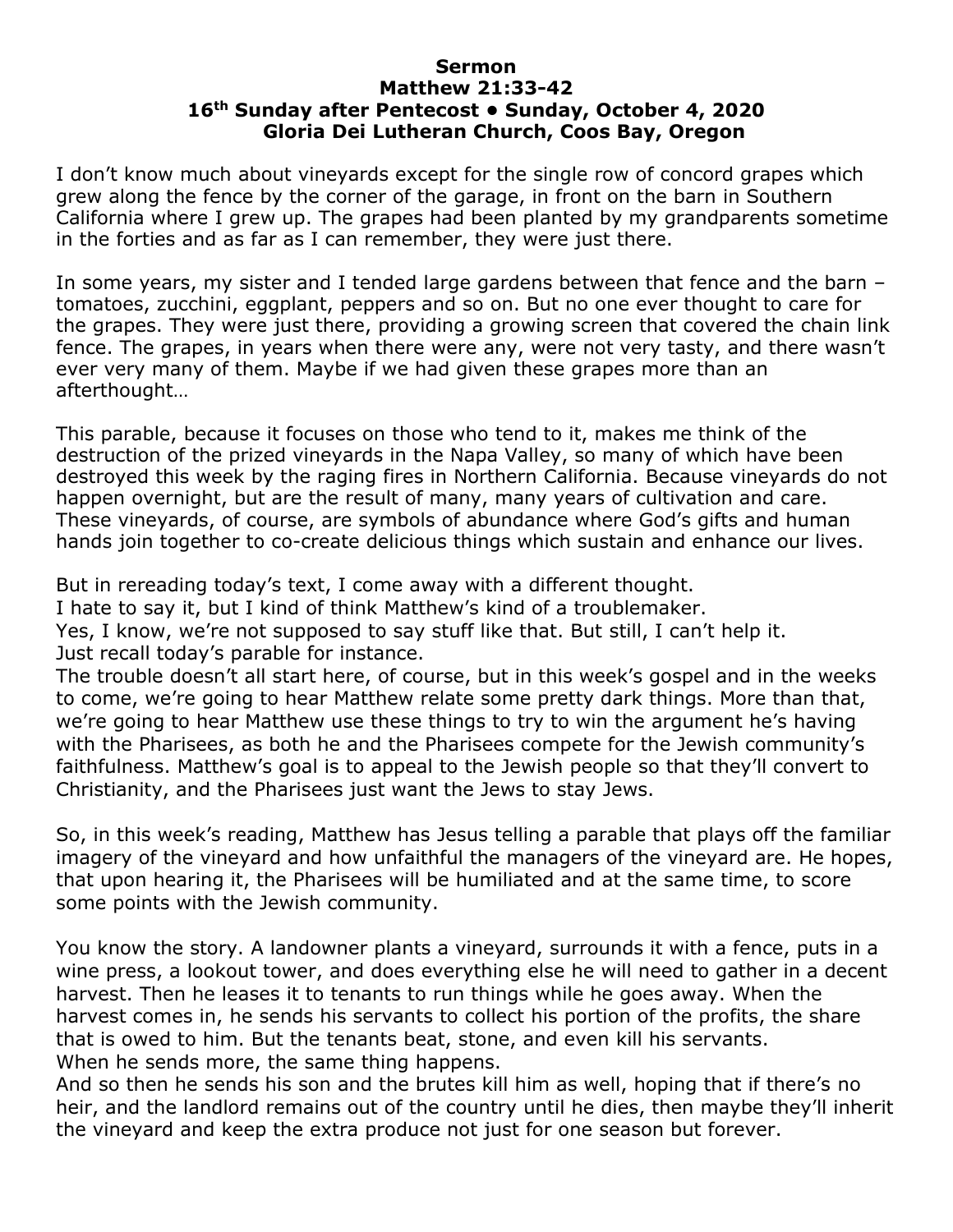# Sermon
## Matthew 21:33-42
## 16th Sunday after Pentecost • Sunday, October 4, 2020
## Gloria Dei Lutheran Church, Coos Bay, Oregon

I don't know much about vineyards except for the single row of concord grapes which grew along the fence by the corner of the garage, in front on the barn in Southern California where I grew up. The grapes had been planted by my grandparents sometime in the forties and as far as I can remember, they were just there.

In some years, my sister and I tended large gardens between that fence and the barn – tomatoes, zucchini, eggplant, peppers and so on. But no one ever thought to care for the grapes. They were just there, providing a growing screen that covered the chain link fence. The grapes, in years when there were any, were not very tasty, and there wasn't ever very many of them. Maybe if we had given these grapes more than an afterthought…

This parable, because it focuses on those who tend to it, makes me think of the destruction of the prized vineyards in the Napa Valley, so many of which have been destroyed this week by the raging fires in Northern California. Because vineyards do not happen overnight, but are the result of many, many years of cultivation and care. These vineyards, of course, are symbols of abundance where God's gifts and human hands join together to co-create delicious things which sustain and enhance our lives.

But in rereading today's text, I come away with a different thought.
I hate to say it, but I kind of think Matthew's kind of a troublemaker.
Yes, I know, we're not supposed to say stuff like that. But still, I can't help it.
Just recall today's parable for instance.
The trouble doesn't all start here, of course, but in this week's gospel and in the weeks to come, we're going to hear Matthew relate some pretty dark things. More than that, we're going to hear Matthew use these things to try to win the argument he's having with the Pharisees, as both he and the Pharisees compete for the Jewish community's faithfulness. Matthew's goal is to appeal to the Jewish people so that they'll convert to Christianity, and the Pharisees just want the Jews to stay Jews.

So, in this week's reading, Matthew has Jesus telling a parable that plays off the familiar imagery of the vineyard and how unfaithful the managers of the vineyard are. He hopes, that upon hearing it, the Pharisees will be humiliated and at the same time, to score some points with the Jewish community.

You know the story. A landowner plants a vineyard, surrounds it with a fence, puts in a wine press, a lookout tower, and does everything else he will need to gather in a decent harvest. Then he leases it to tenants to run things while he goes away. When the harvest comes in, he sends his servants to collect his portion of the profits, the share that is owed to him. But the tenants beat, stone, and even kill his servants.
When he sends more, the same thing happens.
And so then he sends his son and the brutes kill him as well, hoping that if there's no heir, and the landlord remains out of the country until he dies, then maybe they'll inherit the vineyard and keep the extra produce not just for one season but forever.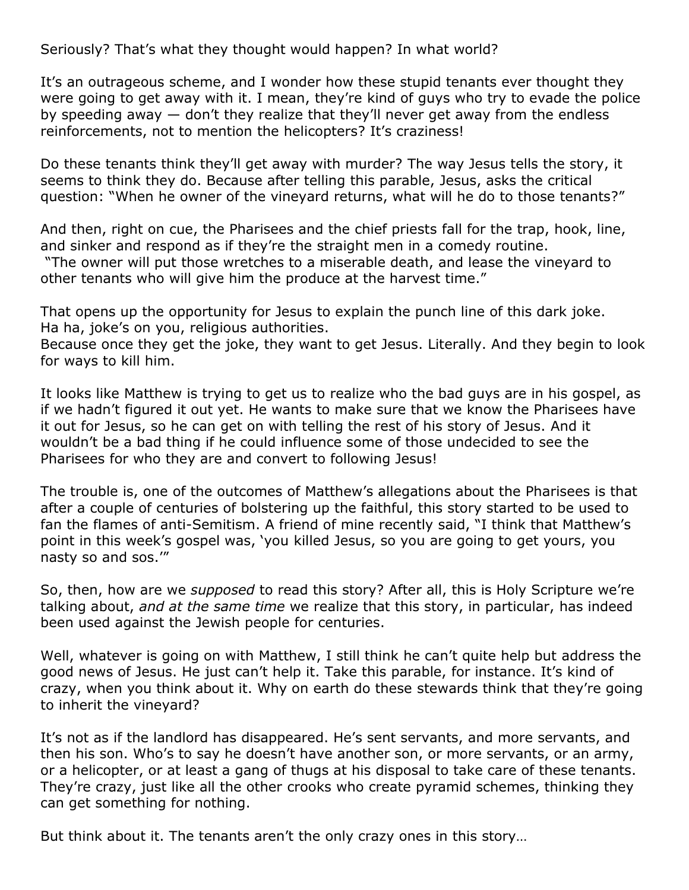Seriously? That's what they thought would happen? In what world?

It's an outrageous scheme, and I wonder how these stupid tenants ever thought they were going to get away with it. I mean, they're kind of guys who try to evade the police by speeding away — don't they realize that they'll never get away from the endless reinforcements, not to mention the helicopters? It's craziness!

Do these tenants think they'll get away with murder? The way Jesus tells the story, it seems to think they do. Because after telling this parable, Jesus, asks the critical question: "When he owner of the vineyard returns, what will he do to those tenants?"

And then, right on cue, the Pharisees and the chief priests fall for the trap, hook, line, and sinker and respond as if they're the straight men in a comedy routine. "The owner will put those wretches to a miserable death, and lease the vineyard to other tenants who will give him the produce at the harvest time."

That opens up the opportunity for Jesus to explain the punch line of this dark joke. Ha ha, joke's on you, religious authorities.
Because once they get the joke, they want to get Jesus. Literally. And they begin to look for ways to kill him.

It looks like Matthew is trying to get us to realize who the bad guys are in his gospel, as if we hadn't figured it out yet. He wants to make sure that we know the Pharisees have it out for Jesus, so he can get on with telling the rest of his story of Jesus. And it wouldn't be a bad thing if he could influence some of those undecided to see the Pharisees for who they are and convert to following Jesus!

The trouble is, one of the outcomes of Matthew's allegations about the Pharisees is that after a couple of centuries of bolstering up the faithful, this story started to be used to fan the flames of anti-Semitism. A friend of mine recently said, "I think that Matthew's point in this week's gospel was, 'you killed Jesus, so you are going to get yours, you nasty so and sos.'"

So, then, how are we *supposed* to read this story? After all, this is Holy Scripture we're talking about, *and at the same time* we realize that this story, in particular, has indeed been used against the Jewish people for centuries.

Well, whatever is going on with Matthew, I still think he can't quite help but address the good news of Jesus. He just can't help it. Take this parable, for instance. It's kind of crazy, when you think about it. Why on earth do these stewards think that they're going to inherit the vineyard?

It's not as if the landlord has disappeared. He's sent servants, and more servants, and then his son. Who's to say he doesn't have another son, or more servants, or an army, or a helicopter, or at least a gang of thugs at his disposal to take care of these tenants. They're crazy, just like all the other crooks who create pyramid schemes, thinking they can get something for nothing.

But think about it. The tenants aren't the only crazy ones in this story…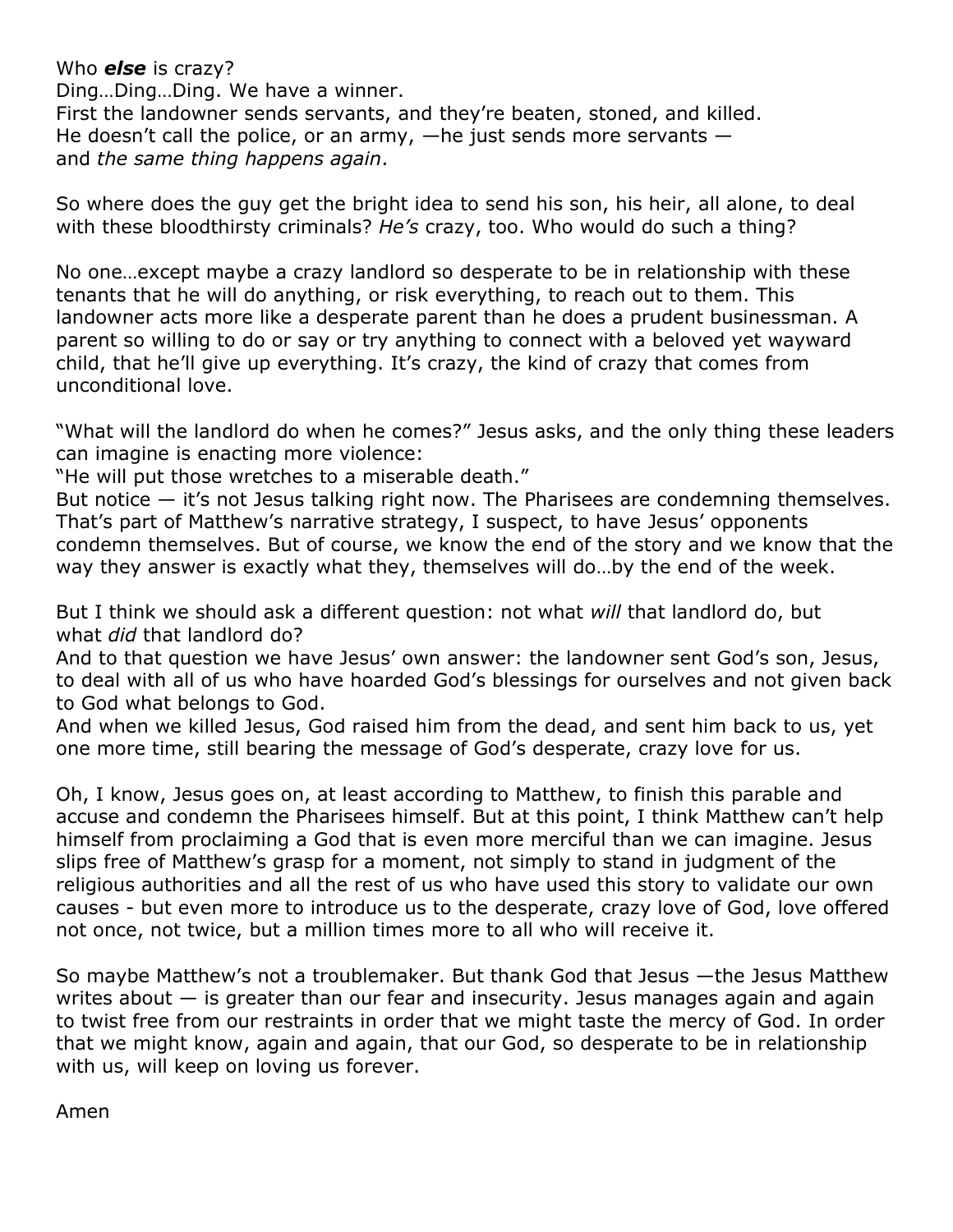Who ***else*** is crazy?
Ding…Ding…Ding. We have a winner.
First the landowner sends servants, and they're beaten, stoned, and killed.
He doesn't call the police, or an army, —he just sends more servants —
and *the same thing happens again*.

So where does the guy get the bright idea to send his son, his heir, all alone, to deal with these bloodthirsty criminals? *He's* crazy, too. Who would do such a thing?

No one…except maybe a crazy landlord so desperate to be in relationship with these tenants that he will do anything, or risk everything, to reach out to them. This landowner acts more like a desperate parent than he does a prudent businessman. A parent so willing to do or say or try anything to connect with a beloved yet wayward child, that he'll give up everything. It's crazy, the kind of crazy that comes from unconditional love.

"What will the landlord do when he comes?" Jesus asks, and the only thing these leaders can imagine is enacting more violence:
"He will put those wretches to a miserable death."
But notice — it's not Jesus talking right now. The Pharisees are condemning themselves. That's part of Matthew's narrative strategy, I suspect, to have Jesus' opponents condemn themselves. But of course, we know the end of the story and we know that the way they answer is exactly what they, themselves will do…by the end of the week.

But I think we should ask a different question: not what *will* that landlord do, but what *did* that landlord do?
And to that question we have Jesus' own answer: the landowner sent God's son, Jesus, to deal with all of us who have hoarded God's blessings for ourselves and not given back to God what belongs to God.
And when we killed Jesus, God raised him from the dead, and sent him back to us, yet one more time, still bearing the message of God's desperate, crazy love for us.

Oh, I know, Jesus goes on, at least according to Matthew, to finish this parable and accuse and condemn the Pharisees himself. But at this point, I think Matthew can't help himself from proclaiming a God that is even more merciful than we can imagine. Jesus slips free of Matthew's grasp for a moment, not simply to stand in judgment of the religious authorities and all the rest of us who have used this story to validate our own causes - but even more to introduce us to the desperate, crazy love of God, love offered not once, not twice, but a million times more to all who will receive it.

So maybe Matthew's not a troublemaker. But thank God that Jesus —the Jesus Matthew writes about — is greater than our fear and insecurity. Jesus manages again and again to twist free from our restraints in order that we might taste the mercy of God. In order that we might know, again and again, that our God, so desperate to be in relationship with us, will keep on loving us forever.

Amen